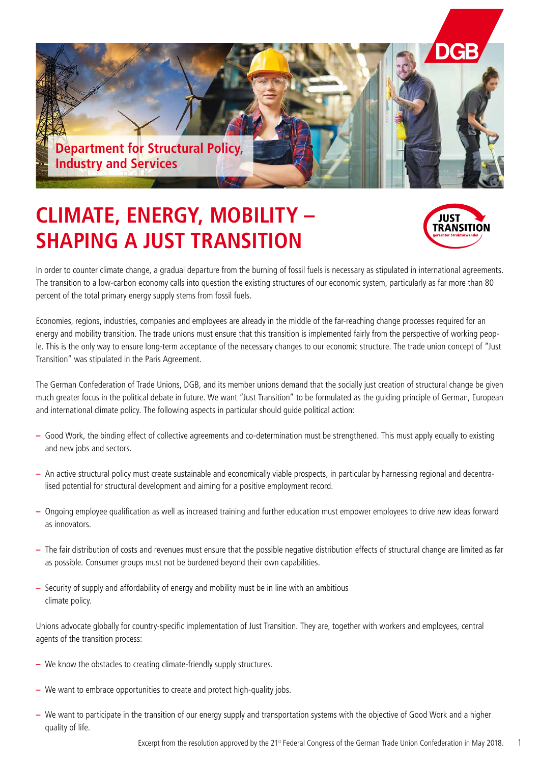Department for Structural Policy, Industry and Services

# CLIMATE, ENERGY, MOBILITY – SHAPING A JUST TRANSITION

JUST TRANSITION gerechter Strukturwandel

In order to counter climate change, a gradual departure from the burning of fossil fuels is necessary as stipulated in international agreements. The transition to a low-carbon economy calls into question the existing structures of our economic system, particularly as far more than 80 percent of the total primary energy supply stems from fossil fuels.

Economies, regions, industries, companies and employees are already in the middle of the far-reaching change processes required for an energy and mobility transition. The trade unions must ensure that this transition is implemented fairly from the perspective of working people. This is the only way to ensure long-term acceptance of the necessary changes to our economic structure. The trade union concept of "Just Transition" was stipulated in the Paris Agreement.

The German Confederation of Trade Unions, DGB, and its member unions demand that the socially just creation of structural change be given much greater focus in the political debate in future. We want "Just Transition" to be formulated as the guiding principle of German, European and international climate policy. The following aspects in particular should guide political action:

- Good Work, the binding effect of collective agreements and co-determination must be strengthened. This must apply equally to existing and new jobs and sectors.
- An active structural policy must create sustainable and economically viable prospects, in particular by harnessing regional and decentralised potential for structural development and aiming for a positive employment record.
- Ongoing employee qualification as well as increased training and further education must empower employees to drive new ideas forward as innovators.
- The fair distribution of costs and revenues must ensure that the possible negative distribution effects of structural change are limited as far as possible. Consumer groups must not be burdened beyond their own capabilities.
- Security of supply and affordability of energy and mobility must be in line with an ambitious climate policy.

Unions advocate globally for country-specific implementation of Just Transition. They are, together with workers and employees, central agents of the transition process:

- We know the obstacles to creating climate-friendly supply structures.
- We want to embrace opportunities to create and protect high-quality jobs.
- We want to participate in the transition of our energy supply and transportation systems with the objective of Good Work and a higher quality of life.

Excerpt from the resolution approved by the 21st Federal Congress of the German Trade Union Confederation in May 2018.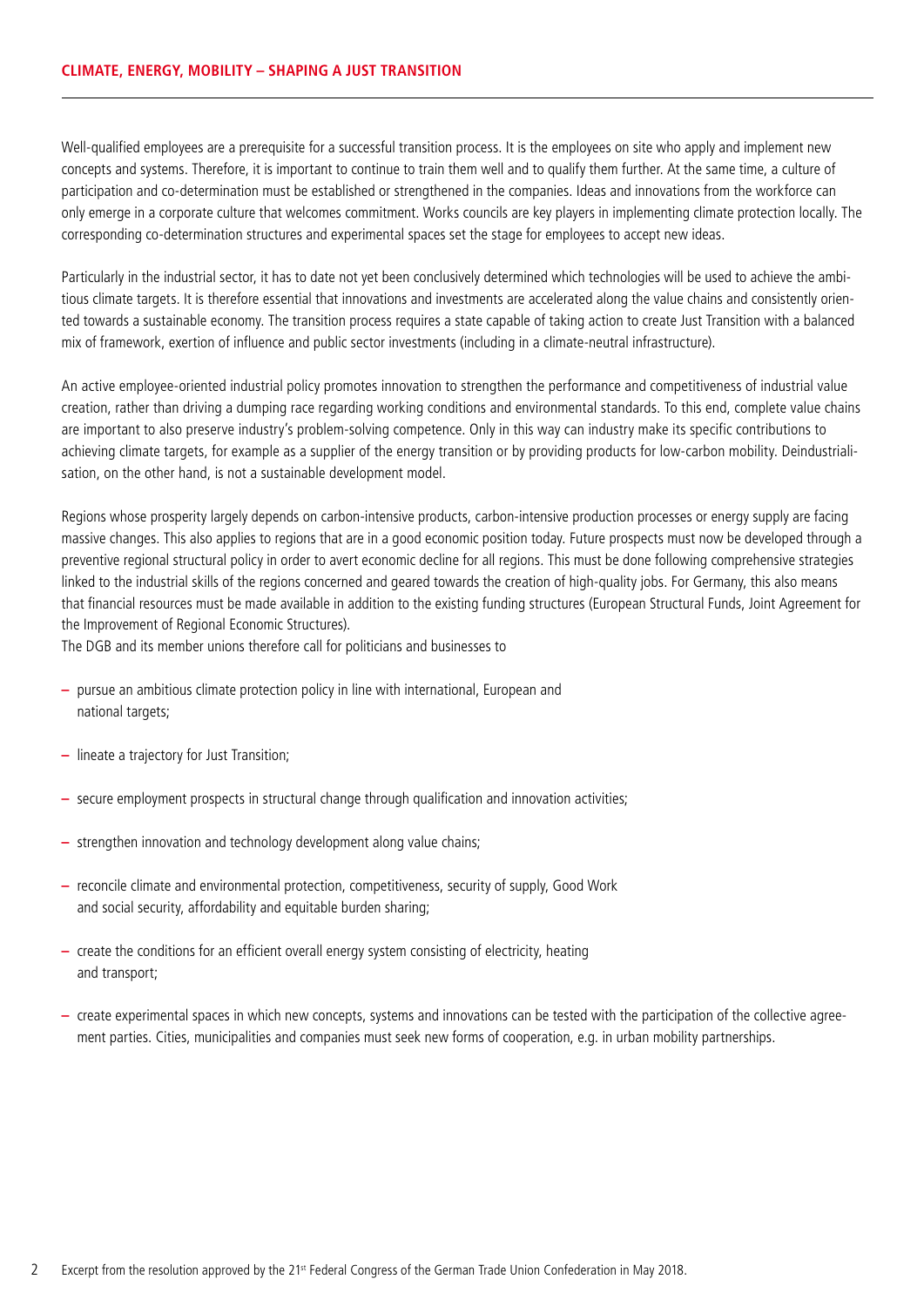Well-qualified employees are a prerequisite for a successful transition process. It is the employees on site who apply and implement new concepts and systems. Therefore, it is important to continue to train them well and to qualify them further. At the same time, a culture of participation and co-determination must be established or strengthened in the companies. Ideas and innovations from the workforce can only emerge in a corporate culture that welcomes commitment. Works councils are key players in implementing climate protection locally. The corresponding co-determination structures and experimental spaces set the stage for employees to accept new ideas.

Particularly in the industrial sector, it has to date not yet been conclusively determined which technologies will be used to achieve the ambitious climate targets. It is therefore essential that innovations and investments are accelerated along the value chains and consistently oriented towards a sustainable economy. The transition process requires a state capable of taking action to create Just Transition with a balanced mix of framework, exertion of influence and public sector investments (including in a climate-neutral infrastructure).

An active employee-oriented industrial policy promotes innovation to strengthen the performance and competitiveness of industrial value creation, rather than driving a dumping race regarding working conditions and environmental standards. To this end, complete value chains are important to also preserve industry's problem-solving competence. Only in this way can industry make its specific contributions to achieving climate targets, for example as a supplier of the energy transition or by providing products for low-carbon mobility. Deindustrialisation, on the other hand, is not a sustainable development model.

Regions whose prosperity largely depends on carbon-intensive products, carbon-intensive production processes or energy supply are facing massive changes. This also applies to regions that are in a good economic position today. Future prospects must now be developed through a preventive regional structural policy in order to avert economic decline for all regions. This must be done following comprehensive strategies linked to the industrial skills of the regions concerned and geared towards the creation of high-quality jobs. For Germany, this also means that financial resources must be made available in addition to the existing funding structures (European Structural Funds, Joint Agreement for the Improvement of Regional Economic Structures).

The DGB and its member unions therefore call for politicians and businesses to

- pursue an ambitious climate protection policy in line with international, European and national targets;
- lineate a trajectory for Just Transition;
- secure employment prospects in structural change through qualification and innovation activities;
- strengthen innovation and technology development along value chains;
- reconcile climate and environmental protection, competitiveness, security of supply, Good Work and social security, affordability and equitable burden sharing;
- create the conditions for an efficient overall energy system consisting of electricity, heating and transport;
- create experimental spaces in which new concepts, systems and innovations can be tested with the participation of the collective agreement parties. Cities, municipalities and companies must seek new forms of cooperation, e.g. in urban mobility partnerships.

Excerpt from the resolution approved by the 21st Federal Congress of the German Trade Union Confederation in May 2018.